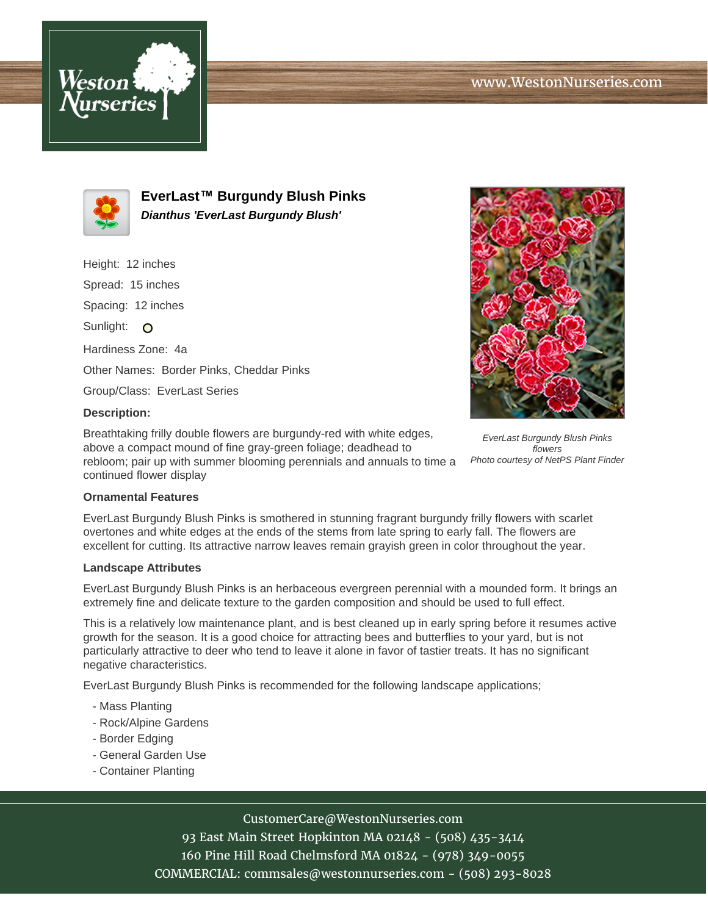Weston Nurseries

www.WestonNurseries.com

# EverLast™ Burgundy Blush Pinks

***Dianthus 'EverLast Burgundy Blush'***

Height: 12 inches

Spread: 15 inches

Spacing: 12 inches

Sunlight: O

Hardiness Zone: 4a

Other Names: Border Pinks, Cheddar Pinks

Group/Class: EverLast Series

**Description:**

Breathtaking frilly double flowers are burgundy-red with white edges, above a compact mound of fine gray-green foliage; deadhead to rebloom; pair up with summer blooming perennials and annuals to time a continued flower display

*EverLast Burgundy Blush Pinks flowers*
*Photo courtesy of NetPS Plant Finder*

**Ornamental Features**

EverLast Burgundy Blush Pinks is smothered in stunning fragrant burgundy frilly flowers with scarlet overtones and white edges at the ends of the stems from late spring to early fall. The flowers are excellent for cutting. Its attractive narrow leaves remain grayish green in color throughout the year.

**Landscape Attributes**

EverLast Burgundy Blush Pinks is an herbaceous evergreen perennial with a mounded form. It brings an extremely fine and delicate texture to the garden composition and should be used to full effect.

This is a relatively low maintenance plant, and is best cleaned up in early spring before it resumes active growth for the season. It is a good choice for attracting bees and butterflies to your yard, but is not particularly attractive to deer who tend to leave it alone in favor of tastier treats. It has no significant negative characteristics.

EverLast Burgundy Blush Pinks is recommended for the following landscape applications;

- Mass Planting
- Rock/Alpine Gardens
- Border Edging
- General Garden Use
- Container Planting

CustomerCare@WestonNurseries.com
93 East Main Street Hopkinton MA 02148 - (508) 435-3414
160 Pine Hill Road Chelmsford MA 01824 - (978) 349-0055
COMMERCIAL: commsales@westonnurseries.com - (508) 293-8028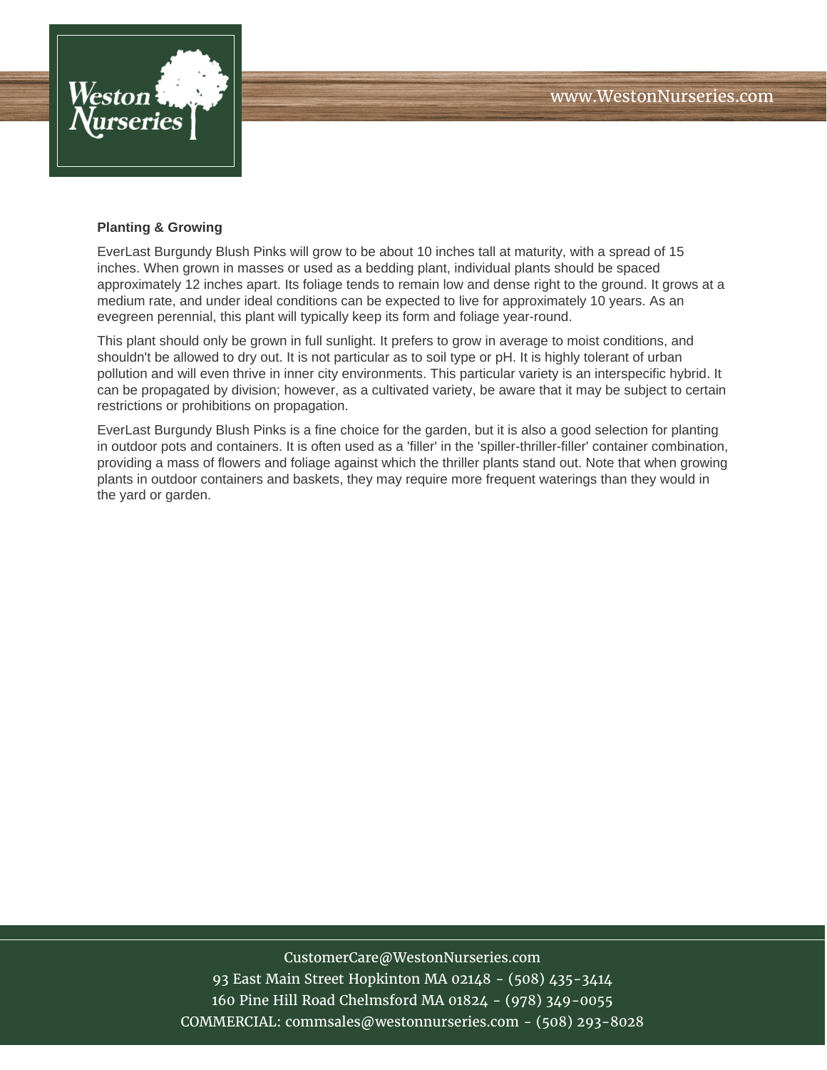**Planting & Growing**

EverLast Burgundy Blush Pinks will grow to be about 10 inches tall at maturity, with a spread of 15 inches. When grown in masses or used as a bedding plant, individual plants should be spaced approximately 12 inches apart. Its foliage tends to remain low and dense right to the ground. It grows at a medium rate, and under ideal conditions can be expected to live for approximately 10 years. As an evegreen perennial, this plant will typically keep its form and foliage year-round.

This plant should only be grown in full sunlight. It prefers to grow in average to moist conditions, and shouldn't be allowed to dry out. It is not particular as to soil type or pH. It is highly tolerant of urban pollution and will even thrive in inner city environments. This particular variety is an interspecific hybrid. It can be propagated by division; however, as a cultivated variety, be aware that it may be subject to certain restrictions or prohibitions on propagation.

EverLast Burgundy Blush Pinks is a fine choice for the garden, but it is also a good selection for planting in outdoor pots and containers. It is often used as a 'filler' in the 'spiller-thriller-filler' container combination, providing a mass of flowers and foliage against which the thriller plants stand out. Note that when growing plants in outdoor containers and baskets, they may require more frequent waterings than they would in the yard or garden.